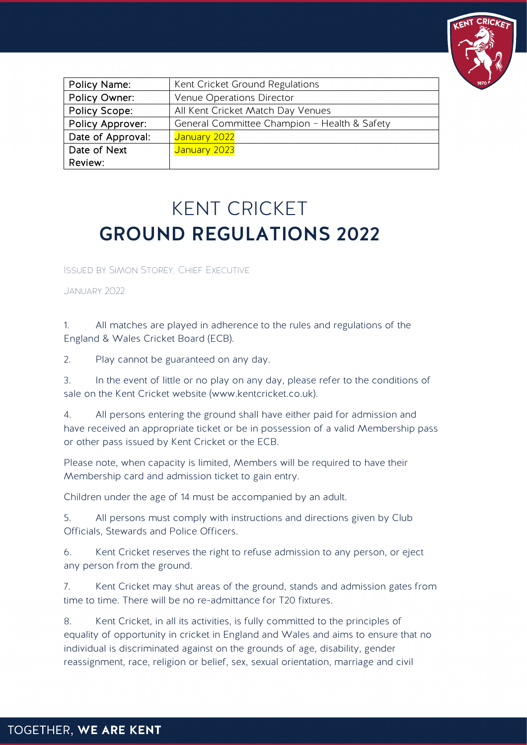| Policy Name: | Kent Cricket Ground Regulations |
|---|---|
| Policy Owner: | Venue Operations Director |
| Policy Scope: | All Kent Cricket Match Day Venues |
| Policy Approver: | General Committee Champion – Health & Safety |
| Date of Approval: | January 2022 |
| Date of Next Review: | January 2023 |

# KENT CRICKET
# **GROUND REGULATIONS 2022**

Issued by Simon Storey, Chief Executive

January 2022

1. All matches are played in adherence to the rules and regulations of the England & Wales Cricket Board (ECB).

2. Play cannot be guaranteed on any day.

3. In the event of little or no play on any day, please refer to the conditions of sale on the Kent Cricket website (www.kentcricket.co.uk).

4. All persons entering the ground shall have either paid for admission and have received an appropriate ticket or be in possession of a valid Membership pass or other pass issued by Kent Cricket or the ECB.

Please note, when capacity is limited, Members will be required to have their Membership card and admission ticket to gain entry.

Children under the age of 14 must be accompanied by an adult.

5. All persons must comply with instructions and directions given by Club Officials, Stewards and Police Officers.

6. Kent Cricket reserves the right to refuse admission to any person, or eject any person from the ground.

7. Kent Cricket may shut areas of the ground, stands and admission gates from time to time. There will be no re-admittance for T20 fixtures.

8. Kent Cricket, in all its activities, is fully committed to the principles of equality of opportunity in cricket in England and Wales and aims to ensure that no individual is discriminated against on the grounds of age, disability, gender reassignment, race, religion or belief, sex, sexual orientation, marriage and civil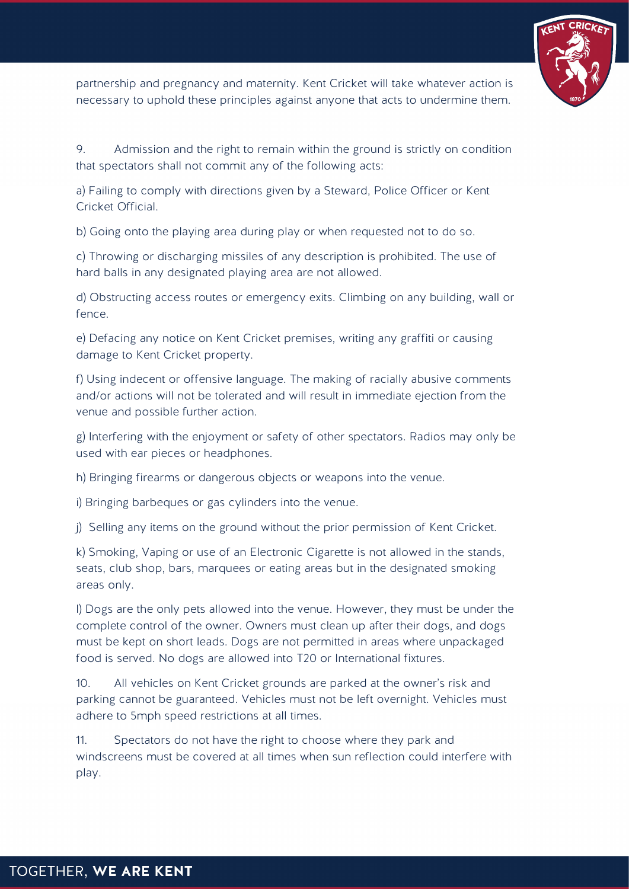partnership and pregnancy and maternity. Kent Cricket will take whatever action is necessary to uphold these principles against anyone that acts to undermine them.

9. Admission and the right to remain within the ground is strictly on condition that spectators shall not commit any of the following acts:

a) Failing to comply with directions given by a Steward, Police Officer or Kent Cricket Official.

b) Going onto the playing area during play or when requested not to do so.

c) Throwing or discharging missiles of any description is prohibited. The use of hard balls in any designated playing area are not allowed.

d) Obstructing access routes or emergency exits. Climbing on any building, wall or fence.

e) Defacing any notice on Kent Cricket premises, writing any graffiti or causing damage to Kent Cricket property.

f) Using indecent or offensive language. The making of racially abusive comments and/or actions will not be tolerated and will result in immediate ejection from the venue and possible further action.

g) Interfering with the enjoyment or safety of other spectators. Radios may only be used with ear pieces or headphones.

h) Bringing firearms or dangerous objects or weapons into the venue.

i) Bringing barbeques or gas cylinders into the venue.

j) Selling any items on the ground without the prior permission of Kent Cricket.

k) Smoking, Vaping or use of an Electronic Cigarette is not allowed in the stands, seats, club shop, bars, marquees or eating areas but in the designated smoking areas only.

l) Dogs are the only pets allowed into the venue. However, they must be under the complete control of the owner. Owners must clean up after their dogs, and dogs must be kept on short leads. Dogs are not permitted in areas where unpackaged food is served. No dogs are allowed into T20 or International fixtures.

10. All vehicles on Kent Cricket grounds are parked at the owner's risk and parking cannot be guaranteed. Vehicles must not be left overnight. Vehicles must adhere to 5mph speed restrictions at all times.

11. Spectators do not have the right to choose where they park and windscreens must be covered at all times when sun reflection could interfere with play.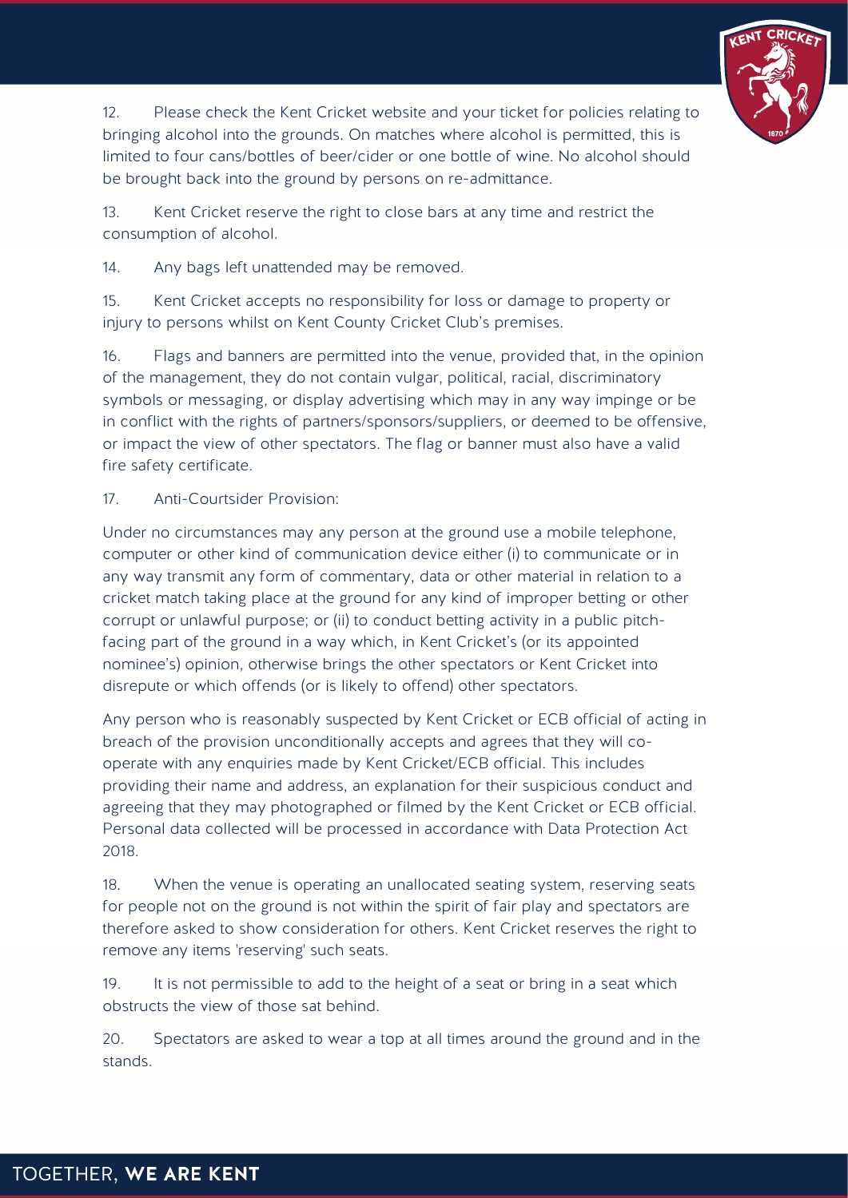12. Please check the Kent Cricket website and your ticket for policies relating to bringing alcohol into the grounds. On matches where alcohol is permitted, this is limited to four cans/bottles of beer/cider or one bottle of wine. No alcohol should be brought back into the ground by persons on re-admittance.

13. Kent Cricket reserve the right to close bars at any time and restrict the consumption of alcohol.

14. Any bags left unattended may be removed.

15. Kent Cricket accepts no responsibility for loss or damage to property or injury to persons whilst on Kent County Cricket Club's premises.

16. Flags and banners are permitted into the venue, provided that, in the opinion of the management, they do not contain vulgar, political, racial, discriminatory symbols or messaging, or display advertising which may in any way impinge or be in conflict with the rights of partners/sponsors/suppliers, or deemed to be offensive, or impact the view of other spectators. The flag or banner must also have a valid fire safety certificate.

17. Anti-Courtsider Provision:

Under no circumstances may any person at the ground use a mobile telephone, computer or other kind of communication device either (i) to communicate or in any way transmit any form of commentary, data or other material in relation to a cricket match taking place at the ground for any kind of improper betting or other corrupt or unlawful purpose; or (ii) to conduct betting activity in a public pitch-facing part of the ground in a way which, in Kent Cricket's (or its appointed nominee's) opinion, otherwise brings the other spectators or Kent Cricket into disrepute or which offends (or is likely to offend) other spectators.

Any person who is reasonably suspected by Kent Cricket or ECB official of acting in breach of the provision unconditionally accepts and agrees that they will co-operate with any enquiries made by Kent Cricket/ECB official. This includes providing their name and address, an explanation for their suspicious conduct and agreeing that they may photographed or filmed by the Kent Cricket or ECB official. Personal data collected will be processed in accordance with Data Protection Act 2018.

18. When the venue is operating an unallocated seating system, reserving seats for people not on the ground is not within the spirit of fair play and spectators are therefore asked to show consideration for others. Kent Cricket reserves the right to remove any items 'reserving' such seats.

19. It is not permissible to add to the height of a seat or bring in a seat which obstructs the view of those sat behind.

20. Spectators are asked to wear a top at all times around the ground and in the stands.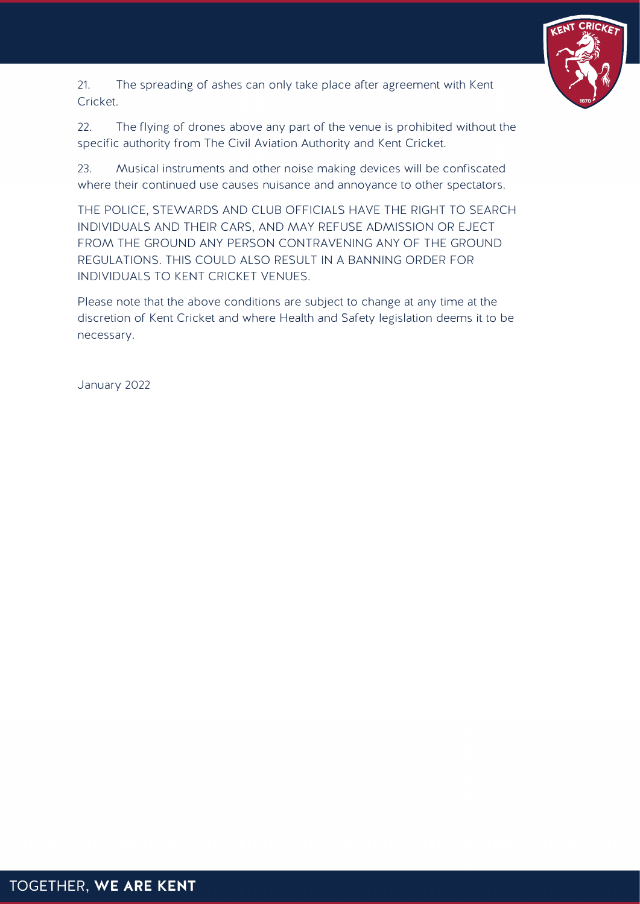21. The spreading of ashes can only take place after agreement with Kent Cricket.

22. The flying of drones above any part of the venue is prohibited without the specific authority from The Civil Aviation Authority and Kent Cricket.

23. Musical instruments and other noise making devices will be confiscated where their continued use causes nuisance and annoyance to other spectators.

THE POLICE, STEWARDS AND CLUB OFFICIALS HAVE THE RIGHT TO SEARCH INDIVIDUALS AND THEIR CARS, AND MAY REFUSE ADMISSION OR EJECT FROM THE GROUND ANY PERSON CONTRAVENING ANY OF THE GROUND REGULATIONS. THIS COULD ALSO RESULT IN A BANNING ORDER FOR INDIVIDUALS TO KENT CRICKET VENUES.

Please note that the above conditions are subject to change at any time at the discretion of Kent Cricket and where Health and Safety legislation deems it to be necessary.

January 2022